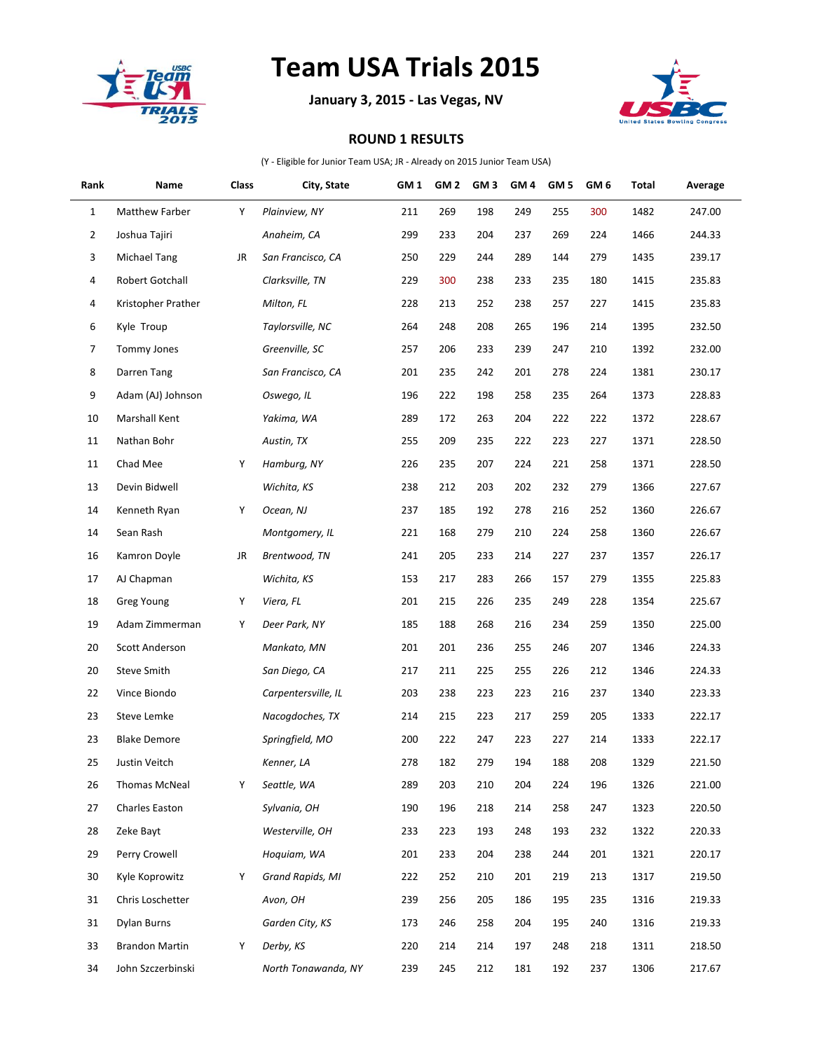# Team USA Trials 2015

**January 3, 2015 - Las Vegas, NV**

## ROUND 1 RESULTS

(Y - Eligible for Junior Team USA; JR - Already on 2015 Junior Team USA)

| Rank | Name | Class | City, State | GM 1 | GM 2 | GM 3 | GM 4 | GM 5 | GM 6 | Total | Average |
|---|---|---|---|---|---|---|---|---|---|---|---|
| 1 | Matthew Farber | Y | *Plainview, NY* | 211 | 269 | 198 | 249 | 255 | 300 | 1482 | 247.00 |
| 2 | Joshua Tajiri | | *Anaheim, CA* | 299 | 233 | 204 | 237 | 269 | 224 | 1466 | 244.33 |
| 3 | Michael Tang | JR | *San Francisco, CA* | 250 | 229 | 244 | 289 | 144 | 279 | 1435 | 239.17 |
| 4 | Robert Gotchall | | *Clarksville, TN* | 229 | 300 | 238 | 233 | 235 | 180 | 1415 | 235.83 |
| 4 | Kristopher Prather | | *Milton, FL* | 228 | 213 | 252 | 238 | 257 | 227 | 1415 | 235.83 |
| 6 | Kyle Troup | | *Taylorsville, NC* | 264 | 248 | 208 | 265 | 196 | 214 | 1395 | 232.50 |
| 7 | Tommy Jones | | *Greenville, SC* | 257 | 206 | 233 | 239 | 247 | 210 | 1392 | 232.00 |
| 8 | Darren Tang | | *San Francisco, CA* | 201 | 235 | 242 | 201 | 278 | 224 | 1381 | 230.17 |
| 9 | Adam (AJ) Johnson | | *Oswego, IL* | 196 | 222 | 198 | 258 | 235 | 264 | 1373 | 228.83 |
| 10 | Marshall Kent | | *Yakima, WA* | 289 | 172 | 263 | 204 | 222 | 222 | 1372 | 228.67 |
| 11 | Nathan Bohr | | *Austin, TX* | 255 | 209 | 235 | 222 | 223 | 227 | 1371 | 228.50 |
| 11 | Chad Mee | Y | *Hamburg, NY* | 226 | 235 | 207 | 224 | 221 | 258 | 1371 | 228.50 |
| 13 | Devin Bidwell | | *Wichita, KS* | 238 | 212 | 203 | 202 | 232 | 279 | 1366 | 227.67 |
| 14 | Kenneth Ryan | Y | *Ocean, NJ* | 237 | 185 | 192 | 278 | 216 | 252 | 1360 | 226.67 |
| 14 | Sean Rash | | *Montgomery, IL* | 221 | 168 | 279 | 210 | 224 | 258 | 1360 | 226.67 |
| 16 | Kamron Doyle | JR | *Brentwood, TN* | 241 | 205 | 233 | 214 | 227 | 237 | 1357 | 226.17 |
| 17 | AJ Chapman | | *Wichita, KS* | 153 | 217 | 283 | 266 | 157 | 279 | 1355 | 225.83 |
| 18 | Greg Young | Y | *Viera, FL* | 201 | 215 | 226 | 235 | 249 | 228 | 1354 | 225.67 |
| 19 | Adam Zimmerman | Y | *Deer Park, NY* | 185 | 188 | 268 | 216 | 234 | 259 | 1350 | 225.00 |
| 20 | Scott Anderson | | *Mankato, MN* | 201 | 201 | 236 | 255 | 246 | 207 | 1346 | 224.33 |
| 20 | Steve Smith | | *San Diego, CA* | 217 | 211 | 225 | 255 | 226 | 212 | 1346 | 224.33 |
| 22 | Vince Biondo | | *Carpentersville, IL* | 203 | 238 | 223 | 223 | 216 | 237 | 1340 | 223.33 |
| 23 | Steve Lemke | | *Nacogdoches, TX* | 214 | 215 | 223 | 217 | 259 | 205 | 1333 | 222.17 |
| 23 | Blake Demore | | *Springfield, MO* | 200 | 222 | 247 | 223 | 227 | 214 | 1333 | 222.17 |
| 25 | Justin Veitch | | *Kenner, LA* | 278 | 182 | 279 | 194 | 188 | 208 | 1329 | 221.50 |
| 26 | Thomas McNeal | Y | *Seattle, WA* | 289 | 203 | 210 | 204 | 224 | 196 | 1326 | 221.00 |
| 27 | Charles Easton | | *Sylvania, OH* | 190 | 196 | 218 | 214 | 258 | 247 | 1323 | 220.50 |
| 28 | Zeke Bayt | | *Westerville, OH* | 233 | 223 | 193 | 248 | 193 | 232 | 1322 | 220.33 |
| 29 | Perry Crowell | | *Hoquiam, WA* | 201 | 233 | 204 | 238 | 244 | 201 | 1321 | 220.17 |
| 30 | Kyle Koprowitz | Y | *Grand Rapids, MI* | 222 | 252 | 210 | 201 | 219 | 213 | 1317 | 219.50 |
| 31 | Chris Loschetter | | *Avon, OH* | 239 | 256 | 205 | 186 | 195 | 235 | 1316 | 219.33 |
| 31 | Dylan Burns | | *Garden City, KS* | 173 | 246 | 258 | 204 | 195 | 240 | 1316 | 219.33 |
| 33 | Brandon Martin | Y | *Derby, KS* | 220 | 214 | 214 | 197 | 248 | 218 | 1311 | 218.50 |
| 34 | John Szczerbinski | | *North Tonawanda, NY* | 239 | 245 | 212 | 181 | 192 | 237 | 1306 | 217.67 |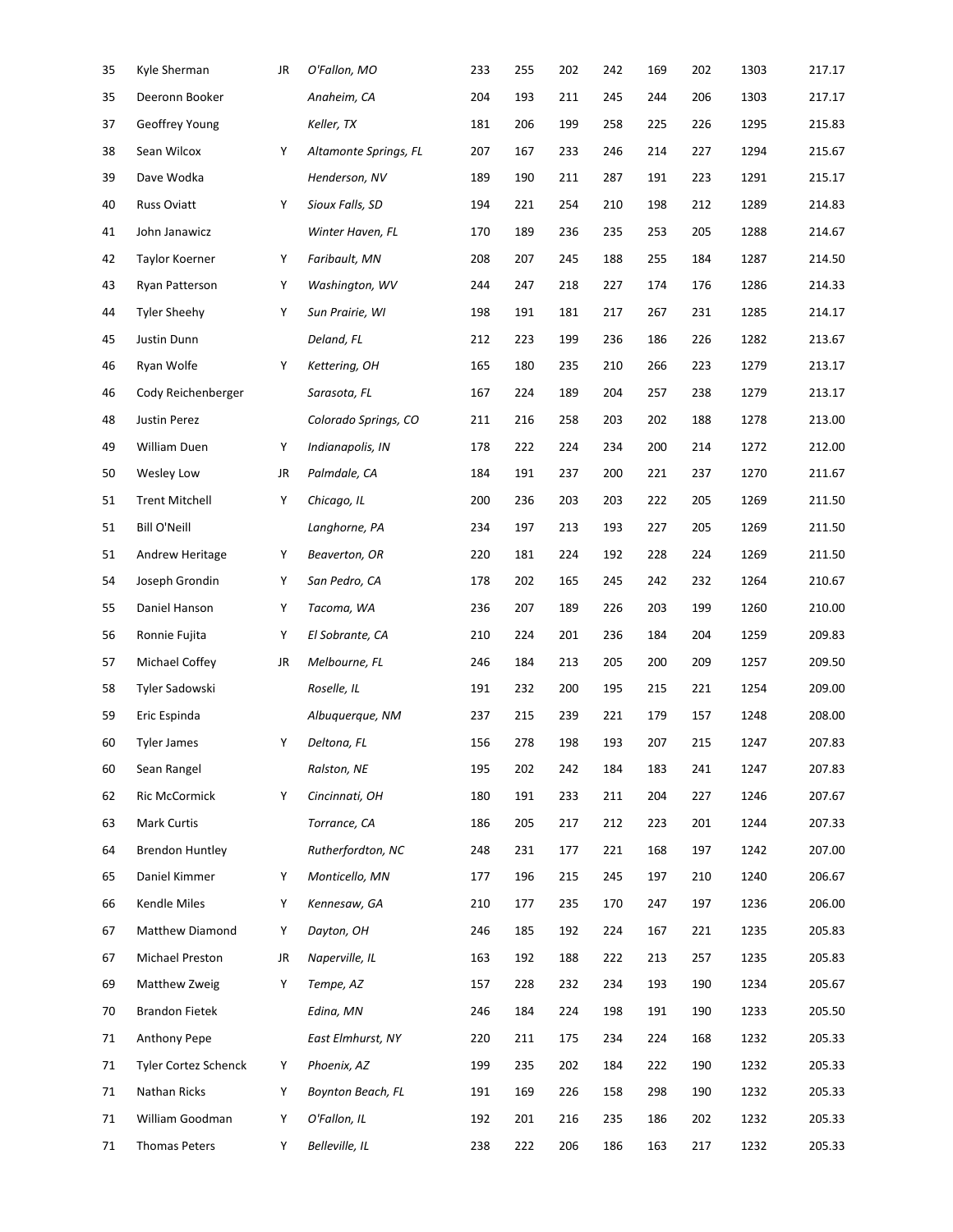| | | | | | | | | | | | |
|---|---|---|---|---|---|---|---|---|---|---|---|
| 35 | Kyle Sherman | JR | *O'Fallon, MO* | 233 | 255 | 202 | 242 | 169 | 202 | 1303 | 217.17 |
| 35 | Deeronn Booker | | *Anaheim, CA* | 204 | 193 | 211 | 245 | 244 | 206 | 1303 | 217.17 |
| 37 | Geoffrey Young | | *Keller, TX* | 181 | 206 | 199 | 258 | 225 | 226 | 1295 | 215.83 |
| 38 | Sean Wilcox | Y | *Altamonte Springs, FL* | 207 | 167 | 233 | 246 | 214 | 227 | 1294 | 215.67 |
| 39 | Dave Wodka | | *Henderson, NV* | 189 | 190 | 211 | 287 | 191 | 223 | 1291 | 215.17 |
| 40 | Russ Oviatt | Y | *Sioux Falls, SD* | 194 | 221 | 254 | 210 | 198 | 212 | 1289 | 214.83 |
| 41 | John Janawicz | | *Winter Haven, FL* | 170 | 189 | 236 | 235 | 253 | 205 | 1288 | 214.67 |
| 42 | Taylor Koerner | Y | *Faribault, MN* | 208 | 207 | 245 | 188 | 255 | 184 | 1287 | 214.50 |
| 43 | Ryan Patterson | Y | *Washington, WV* | 244 | 247 | 218 | 227 | 174 | 176 | 1286 | 214.33 |
| 44 | Tyler Sheehy | Y | *Sun Prairie, WI* | 198 | 191 | 181 | 217 | 267 | 231 | 1285 | 214.17 |
| 45 | Justin Dunn | | *Deland, FL* | 212 | 223 | 199 | 236 | 186 | 226 | 1282 | 213.67 |
| 46 | Ryan Wolfe | Y | *Kettering, OH* | 165 | 180 | 235 | 210 | 266 | 223 | 1279 | 213.17 |
| 46 | Cody Reichenberger | | *Sarasota, FL* | 167 | 224 | 189 | 204 | 257 | 238 | 1279 | 213.17 |
| 48 | Justin Perez | | *Colorado Springs, CO* | 211 | 216 | 258 | 203 | 202 | 188 | 1278 | 213.00 |
| 49 | William Duen | Y | *Indianapolis, IN* | 178 | 222 | 224 | 234 | 200 | 214 | 1272 | 212.00 |
| 50 | Wesley Low | JR | *Palmdale, CA* | 184 | 191 | 237 | 200 | 221 | 237 | 1270 | 211.67 |
| 51 | Trent Mitchell | Y | *Chicago, IL* | 200 | 236 | 203 | 203 | 222 | 205 | 1269 | 211.50 |
| 51 | Bill O'Neill | | *Langhorne, PA* | 234 | 197 | 213 | 193 | 227 | 205 | 1269 | 211.50 |
| 51 | Andrew Heritage | Y | *Beaverton, OR* | 220 | 181 | 224 | 192 | 228 | 224 | 1269 | 211.50 |
| 54 | Joseph Grondin | Y | *San Pedro, CA* | 178 | 202 | 165 | 245 | 242 | 232 | 1264 | 210.67 |
| 55 | Daniel Hanson | Y | *Tacoma, WA* | 236 | 207 | 189 | 226 | 203 | 199 | 1260 | 210.00 |
| 56 | Ronnie Fujita | Y | *El Sobrante, CA* | 210 | 224 | 201 | 236 | 184 | 204 | 1259 | 209.83 |
| 57 | Michael Coffey | JR | *Melbourne, FL* | 246 | 184 | 213 | 205 | 200 | 209 | 1257 | 209.50 |
| 58 | Tyler Sadowski | | *Roselle, IL* | 191 | 232 | 200 | 195 | 215 | 221 | 1254 | 209.00 |
| 59 | Eric Espinda | | *Albuquerque, NM* | 237 | 215 | 239 | 221 | 179 | 157 | 1248 | 208.00 |
| 60 | Tyler James | Y | *Deltona, FL* | 156 | 278 | 198 | 193 | 207 | 215 | 1247 | 207.83 |
| 60 | Sean Rangel | | *Ralston, NE* | 195 | 202 | 242 | 184 | 183 | 241 | 1247 | 207.83 |
| 62 | Ric McCormick | Y | *Cincinnati, OH* | 180 | 191 | 233 | 211 | 204 | 227 | 1246 | 207.67 |
| 63 | Mark Curtis | | *Torrance, CA* | 186 | 205 | 217 | 212 | 223 | 201 | 1244 | 207.33 |
| 64 | Brendon Huntley | | *Rutherfordton, NC* | 248 | 231 | 177 | 221 | 168 | 197 | 1242 | 207.00 |
| 65 | Daniel Kimmer | Y | *Monticello, MN* | 177 | 196 | 215 | 245 | 197 | 210 | 1240 | 206.67 |
| 66 | Kendle Miles | Y | *Kennesaw, GA* | 210 | 177 | 235 | 170 | 247 | 197 | 1236 | 206.00 |
| 67 | Matthew Diamond | Y | *Dayton, OH* | 246 | 185 | 192 | 224 | 167 | 221 | 1235 | 205.83 |
| 67 | Michael Preston | JR | *Naperville, IL* | 163 | 192 | 188 | 222 | 213 | 257 | 1235 | 205.83 |
| 69 | Matthew Zweig | Y | *Tempe, AZ* | 157 | 228 | 232 | 234 | 193 | 190 | 1234 | 205.67 |
| 70 | Brandon Fietek | | *Edina, MN* | 246 | 184 | 224 | 198 | 191 | 190 | 1233 | 205.50 |
| 71 | Anthony Pepe | | *East Elmhurst, NY* | 220 | 211 | 175 | 234 | 224 | 168 | 1232 | 205.33 |
| 71 | Tyler Cortez Schenck | Y | *Phoenix, AZ* | 199 | 235 | 202 | 184 | 222 | 190 | 1232 | 205.33 |
| 71 | Nathan Ricks | Y | *Boynton Beach, FL* | 191 | 169 | 226 | 158 | 298 | 190 | 1232 | 205.33 |
| 71 | William Goodman | Y | *O'Fallon, IL* | 192 | 201 | 216 | 235 | 186 | 202 | 1232 | 205.33 |
| 71 | Thomas Peters | Y | *Belleville, IL* | 238 | 222 | 206 | 186 | 163 | 217 | 1232 | 205.33 |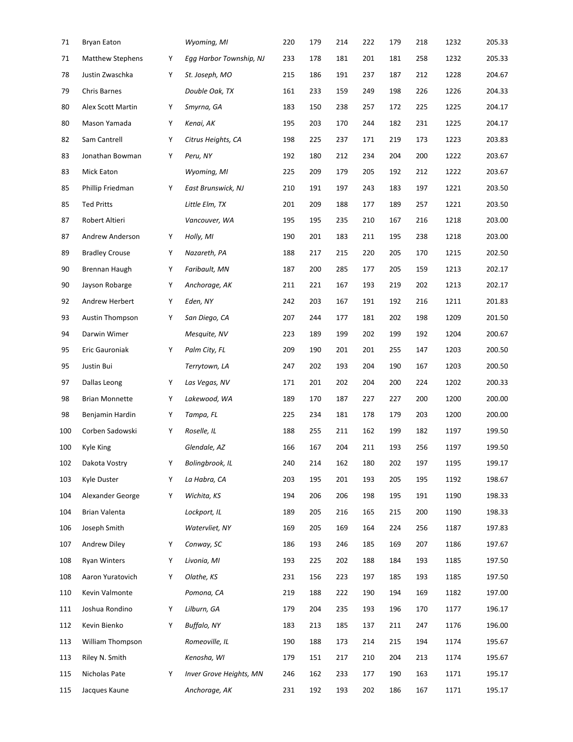| | | | | | | | | | | | |
|---|---|---|---|---|---|---|---|---|---|---|---|
| 71 | Bryan Eaton | | *Wyoming, MI* | 220 | 179 | 214 | 222 | 179 | 218 | 1232 | 205.33 |
| 71 | Matthew Stephens | Y | *Egg Harbor Township, NJ* | 233 | 178 | 181 | 201 | 181 | 258 | 1232 | 205.33 |
| 78 | Justin Zwaschka | Y | *St. Joseph, MO* | 215 | 186 | 191 | 237 | 187 | 212 | 1228 | 204.67 |
| 79 | Chris Barnes | | *Double Oak, TX* | 161 | 233 | 159 | 249 | 198 | 226 | 1226 | 204.33 |
| 80 | Alex Scott Martin | Y | *Smyrna, GA* | 183 | 150 | 238 | 257 | 172 | 225 | 1225 | 204.17 |
| 80 | Mason Yamada | Y | *Kenai, AK* | 195 | 203 | 170 | 244 | 182 | 231 | 1225 | 204.17 |
| 82 | Sam Cantrell | Y | *Citrus Heights, CA* | 198 | 225 | 237 | 171 | 219 | 173 | 1223 | 203.83 |
| 83 | Jonathan Bowman | Y | *Peru, NY* | 192 | 180 | 212 | 234 | 204 | 200 | 1222 | 203.67 |
| 83 | Mick Eaton | | *Wyoming, MI* | 225 | 209 | 179 | 205 | 192 | 212 | 1222 | 203.67 |
| 85 | Phillip Friedman | Y | *East Brunswick, NJ* | 210 | 191 | 197 | 243 | 183 | 197 | 1221 | 203.50 |
| 85 | Ted Pritts | | *Little Elm, TX* | 201 | 209 | 188 | 177 | 189 | 257 | 1221 | 203.50 |
| 87 | Robert Altieri | | *Vancouver, WA* | 195 | 195 | 235 | 210 | 167 | 216 | 1218 | 203.00 |
| 87 | Andrew Anderson | Y | *Holly, MI* | 190 | 201 | 183 | 211 | 195 | 238 | 1218 | 203.00 |
| 89 | Bradley Crouse | Y | *Nazareth, PA* | 188 | 217 | 215 | 220 | 205 | 170 | 1215 | 202.50 |
| 90 | Brennan Haugh | Y | *Faribault, MN* | 187 | 200 | 285 | 177 | 205 | 159 | 1213 | 202.17 |
| 90 | Jayson Robarge | Y | *Anchorage, AK* | 211 | 221 | 167 | 193 | 219 | 202 | 1213 | 202.17 |
| 92 | Andrew Herbert | Y | *Eden, NY* | 242 | 203 | 167 | 191 | 192 | 216 | 1211 | 201.83 |
| 93 | Austin Thompson | Y | *San Diego, CA* | 207 | 244 | 177 | 181 | 202 | 198 | 1209 | 201.50 |
| 94 | Darwin Wimer | | *Mesquite, NV* | 223 | 189 | 199 | 202 | 199 | 192 | 1204 | 200.67 |
| 95 | Eric Gauroniak | Y | *Palm City, FL* | 209 | 190 | 201 | 201 | 255 | 147 | 1203 | 200.50 |
| 95 | Justin Bui | | *Terrytown, LA* | 247 | 202 | 193 | 204 | 190 | 167 | 1203 | 200.50 |
| 97 | Dallas Leong | Y | *Las Vegas, NV* | 171 | 201 | 202 | 204 | 200 | 224 | 1202 | 200.33 |
| 98 | Brian Monnette | Y | *Lakewood, WA* | 189 | 170 | 187 | 227 | 227 | 200 | 1200 | 200.00 |
| 98 | Benjamin Hardin | Y | *Tampa, FL* | 225 | 234 | 181 | 178 | 179 | 203 | 1200 | 200.00 |
| 100 | Corben Sadowski | Y | *Roselle, IL* | 188 | 255 | 211 | 162 | 199 | 182 | 1197 | 199.50 |
| 100 | Kyle King | | *Glendale, AZ* | 166 | 167 | 204 | 211 | 193 | 256 | 1197 | 199.50 |
| 102 | Dakota Vostry | Y | *Bolingbrook, IL* | 240 | 214 | 162 | 180 | 202 | 197 | 1195 | 199.17 |
| 103 | Kyle Duster | Y | *La Habra, CA* | 203 | 195 | 201 | 193 | 205 | 195 | 1192 | 198.67 |
| 104 | Alexander George | Y | *Wichita, KS* | 194 | 206 | 206 | 198 | 195 | 191 | 1190 | 198.33 |
| 104 | Brian Valenta | | *Lockport, IL* | 189 | 205 | 216 | 165 | 215 | 200 | 1190 | 198.33 |
| 106 | Joseph Smith | | *Watervliet, NY* | 169 | 205 | 169 | 164 | 224 | 256 | 1187 | 197.83 |
| 107 | Andrew Diley | Y | *Conway, SC* | 186 | 193 | 246 | 185 | 169 | 207 | 1186 | 197.67 |
| 108 | Ryan Winters | Y | *Livonia, MI* | 193 | 225 | 202 | 188 | 184 | 193 | 1185 | 197.50 |
| 108 | Aaron Yuratovich | Y | *Olathe, KS* | 231 | 156 | 223 | 197 | 185 | 193 | 1185 | 197.50 |
| 110 | Kevin Valmonte | | *Pomona, CA* | 219 | 188 | 222 | 190 | 194 | 169 | 1182 | 197.00 |
| 111 | Joshua Rondino | Y | *Lilburn, GA* | 179 | 204 | 235 | 193 | 196 | 170 | 1177 | 196.17 |
| 112 | Kevin Bienko | Y | *Buffalo, NY* | 183 | 213 | 185 | 137 | 211 | 247 | 1176 | 196.00 |
| 113 | William Thompson | | *Romeoville, IL* | 190 | 188 | 173 | 214 | 215 | 194 | 1174 | 195.67 |
| 113 | Riley N. Smith | | *Kenosha, WI* | 179 | 151 | 217 | 210 | 204 | 213 | 1174 | 195.67 |
| 115 | Nicholas Pate | Y | *Inver Grove Heights, MN* | 246 | 162 | 233 | 177 | 190 | 163 | 1171 | 195.17 |
| 115 | Jacques Kaune | | *Anchorage, AK* | 231 | 192 | 193 | 202 | 186 | 167 | 1171 | 195.17 |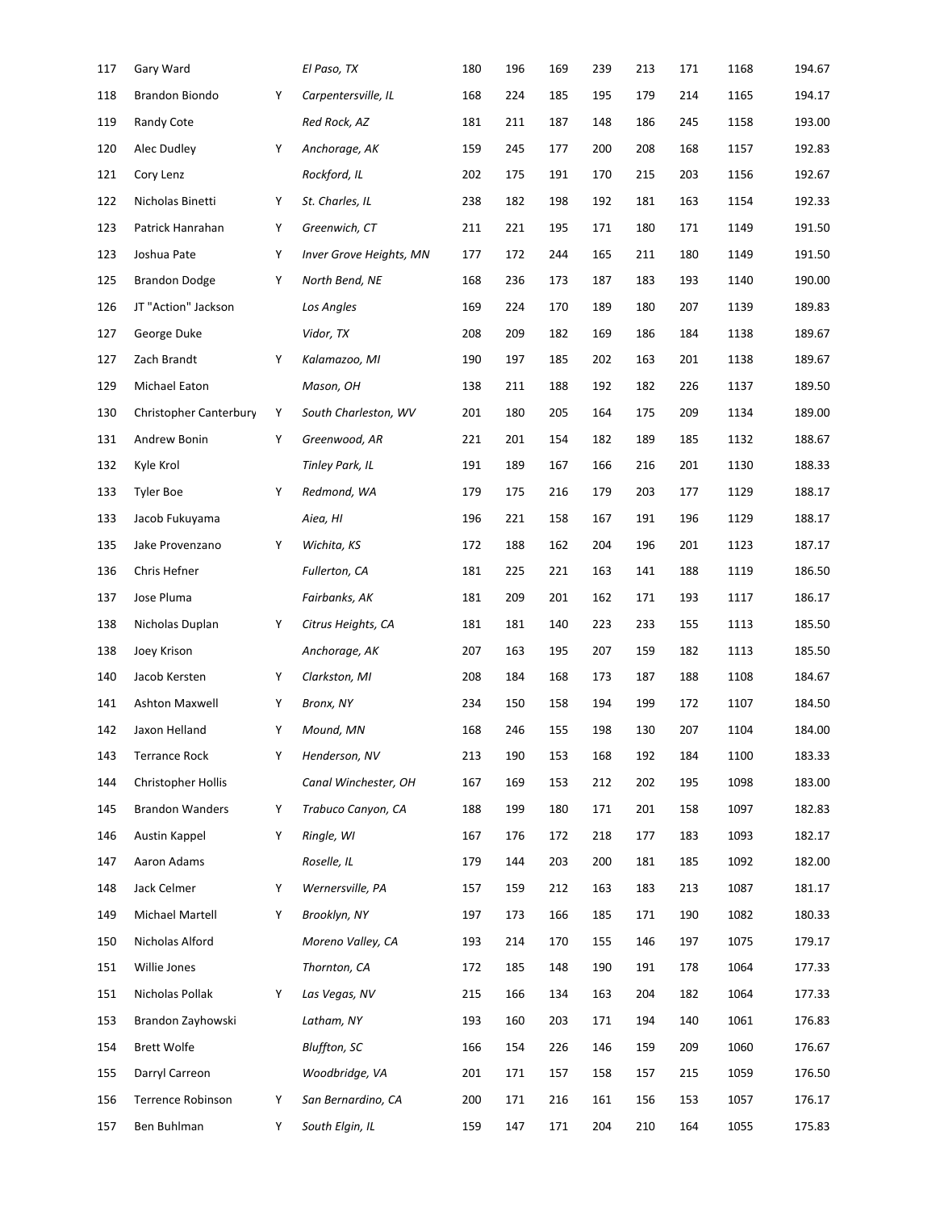| | | | | | | | | | | | |
|---|---|---|---|---|---|---|---|---|---|---|---|
| 117 | Gary Ward | | *El Paso, TX* | 180 | 196 | 169 | 239 | 213 | 171 | 1168 | 194.67 |
| 118 | Brandon Biondo | Y | *Carpentersville, IL* | 168 | 224 | 185 | 195 | 179 | 214 | 1165 | 194.17 |
| 119 | Randy Cote | | *Red Rock, AZ* | 181 | 211 | 187 | 148 | 186 | 245 | 1158 | 193.00 |
| 120 | Alec Dudley | Y | *Anchorage, AK* | 159 | 245 | 177 | 200 | 208 | 168 | 1157 | 192.83 |
| 121 | Cory Lenz | | *Rockford, IL* | 202 | 175 | 191 | 170 | 215 | 203 | 1156 | 192.67 |
| 122 | Nicholas Binetti | Y | *St. Charles, IL* | 238 | 182 | 198 | 192 | 181 | 163 | 1154 | 192.33 |
| 123 | Patrick Hanrahan | Y | *Greenwich, CT* | 211 | 221 | 195 | 171 | 180 | 171 | 1149 | 191.50 |
| 123 | Joshua Pate | Y | *Inver Grove Heights, MN* | 177 | 172 | 244 | 165 | 211 | 180 | 1149 | 191.50 |
| 125 | Brandon Dodge | Y | *North Bend, NE* | 168 | 236 | 173 | 187 | 183 | 193 | 1140 | 190.00 |
| 126 | JT "Action" Jackson | | *Los Angles* | 169 | 224 | 170 | 189 | 180 | 207 | 1139 | 189.83 |
| 127 | George Duke | | *Vidor, TX* | 208 | 209 | 182 | 169 | 186 | 184 | 1138 | 189.67 |
| 127 | Zach Brandt | Y | *Kalamazoo, MI* | 190 | 197 | 185 | 202 | 163 | 201 | 1138 | 189.67 |
| 129 | Michael Eaton | | *Mason, OH* | 138 | 211 | 188 | 192 | 182 | 226 | 1137 | 189.50 |
| 130 | Christopher Canterbury | Y | *South Charleston, WV* | 201 | 180 | 205 | 164 | 175 | 209 | 1134 | 189.00 |
| 131 | Andrew Bonin | Y | *Greenwood, AR* | 221 | 201 | 154 | 182 | 189 | 185 | 1132 | 188.67 |
| 132 | Kyle Krol | | *Tinley Park, IL* | 191 | 189 | 167 | 166 | 216 | 201 | 1130 | 188.33 |
| 133 | Tyler Boe | Y | *Redmond, WA* | 179 | 175 | 216 | 179 | 203 | 177 | 1129 | 188.17 |
| 133 | Jacob Fukuyama | | *Aiea, HI* | 196 | 221 | 158 | 167 | 191 | 196 | 1129 | 188.17 |
| 135 | Jake Provenzano | Y | *Wichita, KS* | 172 | 188 | 162 | 204 | 196 | 201 | 1123 | 187.17 |
| 136 | Chris Hefner | | *Fullerton, CA* | 181 | 225 | 221 | 163 | 141 | 188 | 1119 | 186.50 |
| 137 | Jose Pluma | | *Fairbanks, AK* | 181 | 209 | 201 | 162 | 171 | 193 | 1117 | 186.17 |
| 138 | Nicholas Duplan | Y | *Citrus Heights, CA* | 181 | 181 | 140 | 223 | 233 | 155 | 1113 | 185.50 |
| 138 | Joey Krison | | *Anchorage, AK* | 207 | 163 | 195 | 207 | 159 | 182 | 1113 | 185.50 |
| 140 | Jacob Kersten | Y | *Clarkston, MI* | 208 | 184 | 168 | 173 | 187 | 188 | 1108 | 184.67 |
| 141 | Ashton Maxwell | Y | *Bronx, NY* | 234 | 150 | 158 | 194 | 199 | 172 | 1107 | 184.50 |
| 142 | Jaxon Helland | Y | *Mound, MN* | 168 | 246 | 155 | 198 | 130 | 207 | 1104 | 184.00 |
| 143 | Terrance Rock | Y | *Henderson, NV* | 213 | 190 | 153 | 168 | 192 | 184 | 1100 | 183.33 |
| 144 | Christopher Hollis | | *Canal Winchester, OH* | 167 | 169 | 153 | 212 | 202 | 195 | 1098 | 183.00 |
| 145 | Brandon Wanders | Y | *Trabuco Canyon, CA* | 188 | 199 | 180 | 171 | 201 | 158 | 1097 | 182.83 |
| 146 | Austin Kappel | Y | *Ringle, WI* | 167 | 176 | 172 | 218 | 177 | 183 | 1093 | 182.17 |
| 147 | Aaron Adams | | *Roselle, IL* | 179 | 144 | 203 | 200 | 181 | 185 | 1092 | 182.00 |
| 148 | Jack Celmer | Y | *Wernersville, PA* | 157 | 159 | 212 | 163 | 183 | 213 | 1087 | 181.17 |
| 149 | Michael Martell | Y | *Brooklyn, NY* | 197 | 173 | 166 | 185 | 171 | 190 | 1082 | 180.33 |
| 150 | Nicholas Alford | | *Moreno Valley, CA* | 193 | 214 | 170 | 155 | 146 | 197 | 1075 | 179.17 |
| 151 | Willie Jones | | *Thornton, CA* | 172 | 185 | 148 | 190 | 191 | 178 | 1064 | 177.33 |
| 151 | Nicholas Pollak | Y | *Las Vegas, NV* | 215 | 166 | 134 | 163 | 204 | 182 | 1064 | 177.33 |
| 153 | Brandon Zayhowski | | *Latham, NY* | 193 | 160 | 203 | 171 | 194 | 140 | 1061 | 176.83 |
| 154 | Brett Wolfe | | *Bluffton, SC* | 166 | 154 | 226 | 146 | 159 | 209 | 1060 | 176.67 |
| 155 | Darryl Carreon | | *Woodbridge, VA* | 201 | 171 | 157 | 158 | 157 | 215 | 1059 | 176.50 |
| 156 | Terrence Robinson | Y | *San Bernardino, CA* | 200 | 171 | 216 | 161 | 156 | 153 | 1057 | 176.17 |
| 157 | Ben Buhlman | Y | *South Elgin, IL* | 159 | 147 | 171 | 204 | 210 | 164 | 1055 | 175.83 |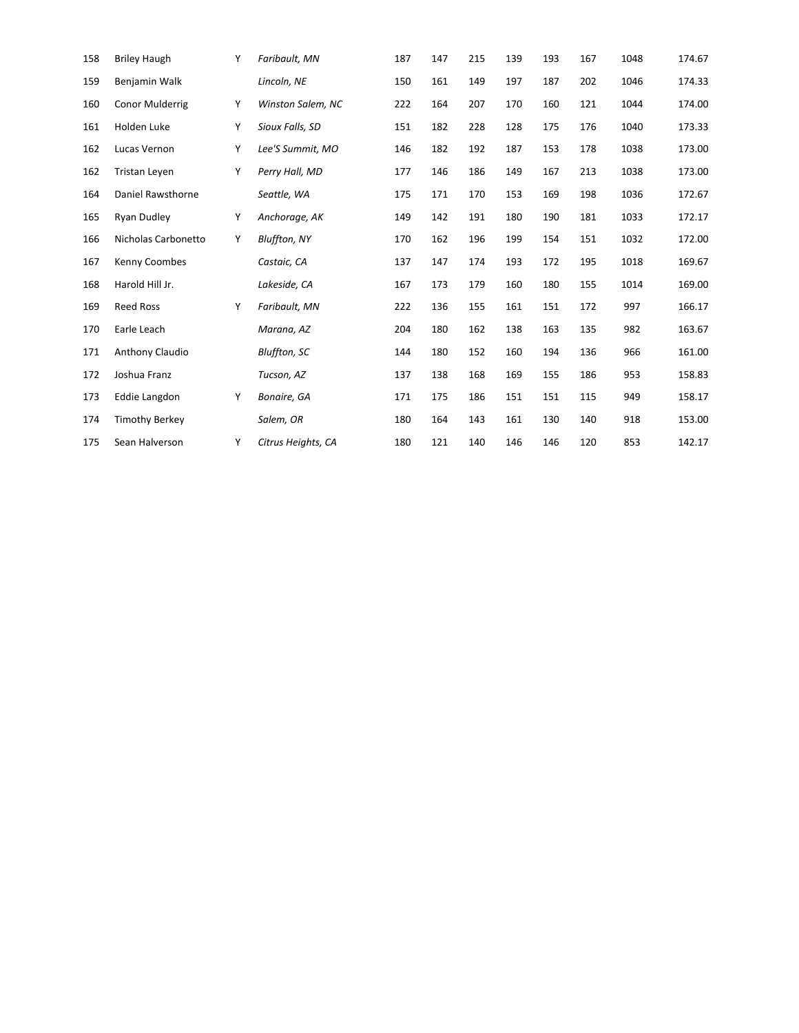| | | | | | | | | | | | |
|---|---|---|---|---|---|---|---|---|---|---|---|
| 158 | Briley Haugh | Y | *Faribault, MN* | 187 | 147 | 215 | 139 | 193 | 167 | 1048 | 174.67 |
| 159 | Benjamin Walk | | *Lincoln, NE* | 150 | 161 | 149 | 197 | 187 | 202 | 1046 | 174.33 |
| 160 | Conor Mulderrig | Y | *Winston Salem, NC* | 222 | 164 | 207 | 170 | 160 | 121 | 1044 | 174.00 |
| 161 | Holden Luke | Y | *Sioux Falls, SD* | 151 | 182 | 228 | 128 | 175 | 176 | 1040 | 173.33 |
| 162 | Lucas Vernon | Y | *Lee'S Summit, MO* | 146 | 182 | 192 | 187 | 153 | 178 | 1038 | 173.00 |
| 162 | Tristan Leyen | Y | *Perry Hall, MD* | 177 | 146 | 186 | 149 | 167 | 213 | 1038 | 173.00 |
| 164 | Daniel Rawsthorne | | *Seattle, WA* | 175 | 171 | 170 | 153 | 169 | 198 | 1036 | 172.67 |
| 165 | Ryan Dudley | Y | *Anchorage, AK* | 149 | 142 | 191 | 180 | 190 | 181 | 1033 | 172.17 |
| 166 | Nicholas Carbonetto | Y | *Bluffton, NY* | 170 | 162 | 196 | 199 | 154 | 151 | 1032 | 172.00 |
| 167 | Kenny Coombes | | *Castaic, CA* | 137 | 147 | 174 | 193 | 172 | 195 | 1018 | 169.67 |
| 168 | Harold Hill Jr. | | *Lakeside, CA* | 167 | 173 | 179 | 160 | 180 | 155 | 1014 | 169.00 |
| 169 | Reed Ross | Y | *Faribault, MN* | 222 | 136 | 155 | 161 | 151 | 172 | 997 | 166.17 |
| 170 | Earle Leach | | *Marana, AZ* | 204 | 180 | 162 | 138 | 163 | 135 | 982 | 163.67 |
| 171 | Anthony Claudio | | *Bluffton, SC* | 144 | 180 | 152 | 160 | 194 | 136 | 966 | 161.00 |
| 172 | Joshua Franz | | *Tucson, AZ* | 137 | 138 | 168 | 169 | 155 | 186 | 953 | 158.83 |
| 173 | Eddie Langdon | Y | *Bonaire, GA* | 171 | 175 | 186 | 151 | 151 | 115 | 949 | 158.17 |
| 174 | Timothy Berkey | | *Salem, OR* | 180 | 164 | 143 | 161 | 130 | 140 | 918 | 153.00 |
| 175 | Sean Halverson | Y | *Citrus Heights, CA* | 180 | 121 | 140 | 146 | 146 | 120 | 853 | 142.17 |